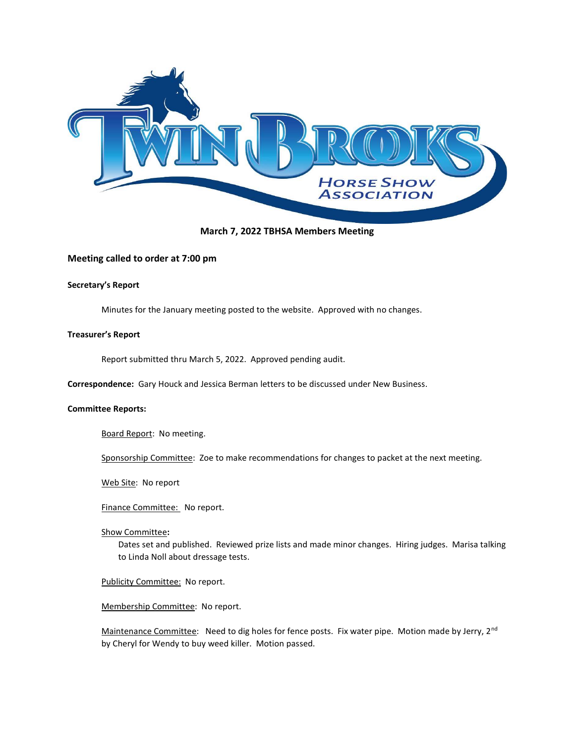## March 7, 2022 TBHSA Members Meeting

### Meeting called to order at 7:00 pm

**Secretary's Report**

Minutes for the January meeting posted to the website. Approved with no changes.

**Treasurer's Report**

Report submitted thru March 5, 2022. Approved pending audit.

**Correspondence:** Gary Houck and Jessica Berman letters to be discussed under New Business.

**Committee Reports:**

Board Report: No meeting.

Sponsorship Committee: Zoe to make recommendations for changes to packet at the next meeting.

Web Site: No report

Finance Committee: No report.

Show Committee**:**

Dates set and published. Reviewed prize lists and made minor changes. Hiring judges. Marisa talking to Linda Noll about dressage tests.

Publicity Committee: No report.

Membership Committee: No report.

Maintenance Committee: Need to dig holes for fence posts. Fix water pipe. Motion made by Jerry, 2nd by Cheryl for Wendy to buy weed killer. Motion passed.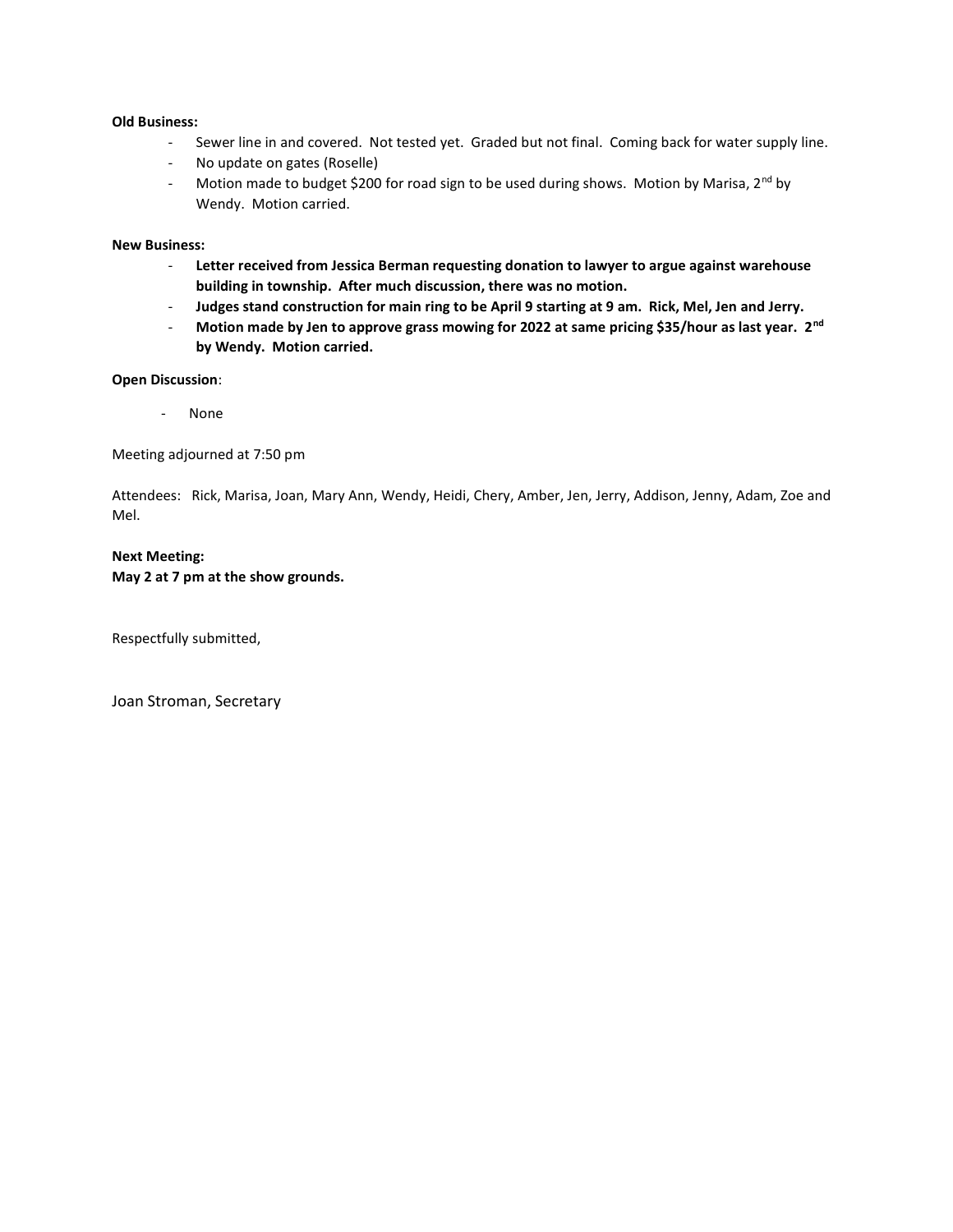**Old Business:**

- Sewer line in and covered. Not tested yet. Graded but not final. Coming back for water supply line.
- No update on gates (Roselle)
- Motion made to budget $200 for road sign to be used during shows. Motion by Marisa, 2nd by Wendy. Motion carried.

**New Business:**

- **Letter received from Jessica Berman requesting donation to lawyer to argue against warehouse building in township. After much discussion, there was no motion.**
- **Judges stand construction for main ring to be April 9 starting at 9 am. Rick, Mel, Jen and Jerry.**
- **Motion made by Jen to approve grass mowing for 2022 at same pricing $35/hour as last year. 2nd by Wendy. Motion carried.**

**Open Discussion**:

- None

Meeting adjourned at 7:50 pm

Attendees: Rick, Marisa, Joan, Mary Ann, Wendy, Heidi, Chery, Amber, Jen, Jerry, Addison, Jenny, Adam, Zoe and Mel.

**Next Meeting:**
**May 2 at 7 pm at the show grounds.**

Respectfully submitted,

Joan Stroman, Secretary